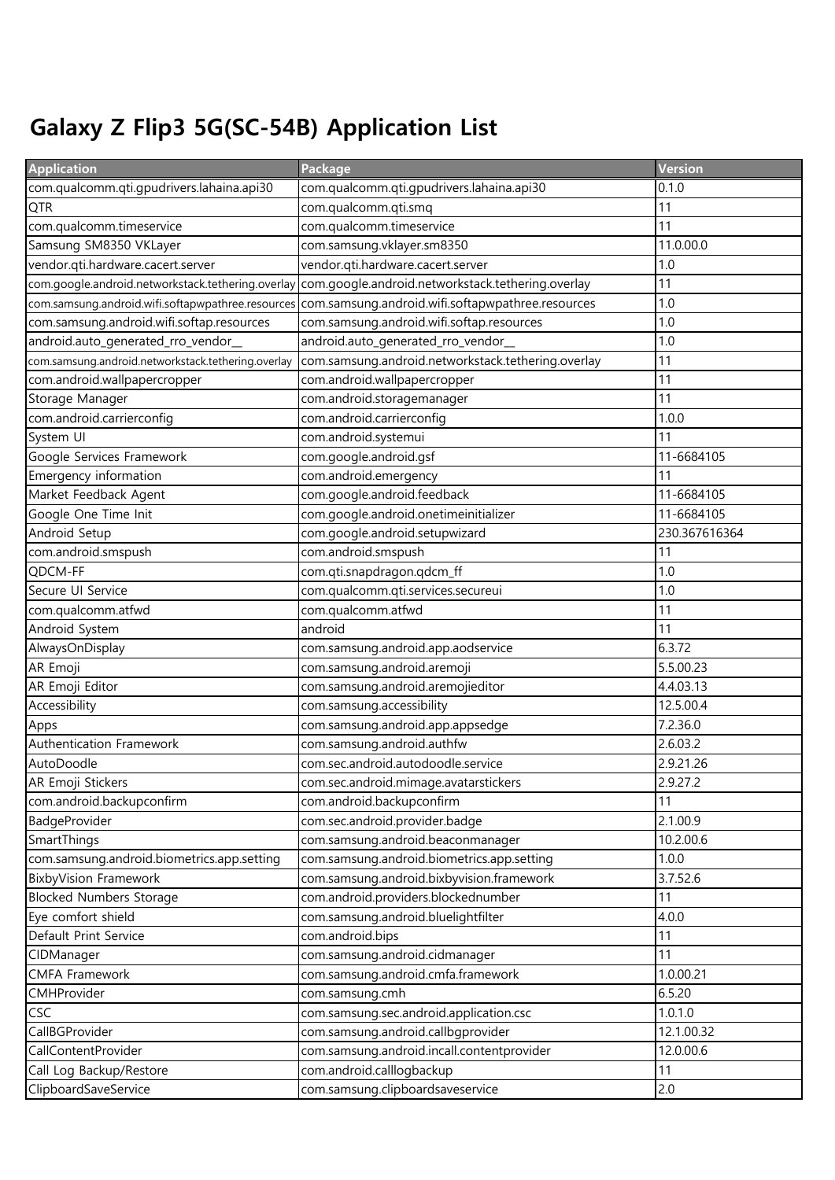# Galaxy Z Flip3 5G(SC-54B) Application List

| Application | Package | Version |
|---|---|---|
| com.qualcomm.qti.gpudrivers.lahaina.api30 | com.qualcomm.qti.gpudrivers.lahaina.api30 | 0.1.0 |
| QTR | com.qualcomm.qti.smq | 11 |
| com.qualcomm.timeservice | com.qualcomm.timeservice | 11 |
| Samsung SM8350 VKLayer | com.samsung.vklayer.sm8350 | 11.0.00.0 |
| vendor.qti.hardware.cacert.server | vendor.qti.hardware.cacert.server | 1.0 |
| com.google.android.networkstack.tethering.overlay | com.google.android.networkstack.tethering.overlay | 11 |
| com.samsung.android.wifi.softapwpathree.resources | com.samsung.android.wifi.softapwpathree.resources | 1.0 |
| com.samsung.android.wifi.softap.resources | com.samsung.android.wifi.softap.resources | 1.0 |
| android.auto_generated_rro_vendor__ | android.auto_generated_rro_vendor__ | 1.0 |
| com.samsung.android.networkstack.tethering.overlay | com.samsung.android.networkstack.tethering.overlay | 11 |
| com.android.wallpapercropper | com.android.wallpapercropper | 11 |
| Storage Manager | com.android.storagemanager | 11 |
| com.android.carrierconfig | com.android.carrierconfig | 1.0.0 |
| System UI | com.android.systemui | 11 |
| Google Services Framework | com.google.android.gsf | 11-6684105 |
| Emergency information | com.android.emergency | 11 |
| Market Feedback Agent | com.google.android.feedback | 11-6684105 |
| Google One Time Init | com.google.android.onetimeinitializer | 11-6684105 |
| Android Setup | com.google.android.setupwizard | 230.367616364 |
| com.android.smspush | com.android.smspush | 11 |
| QDCM-FF | com.qti.snapdragon.qdcm_ff | 1.0 |
| Secure UI Service | com.qualcomm.qti.services.secureui | 1.0 |
| com.qualcomm.atfwd | com.qualcomm.atfwd | 11 |
| Android System | android | 11 |
| AlwaysOnDisplay | com.samsung.android.app.aodservice | 6.3.72 |
| AR Emoji | com.samsung.android.aremoji | 5.5.00.23 |
| AR Emoji Editor | com.samsung.android.aremojieditor | 4.4.03.13 |
| Accessibility | com.samsung.accessibility | 12.5.00.4 |
| Apps | com.samsung.android.app.appsedge | 7.2.36.0 |
| Authentication Framework | com.samsung.android.authfw | 2.6.03.2 |
| AutoDoodle | com.sec.android.autodoodle.service | 2.9.21.26 |
| AR Emoji Stickers | com.sec.android.mimage.avatarstickers | 2.9.27.2 |
| com.android.backupconfirm | com.android.backupconfirm | 11 |
| BadgeProvider | com.sec.android.provider.badge | 2.1.00.9 |
| SmartThings | com.samsung.android.beaconmanager | 10.2.00.6 |
| com.samsung.android.biometrics.app.setting | com.samsung.android.biometrics.app.setting | 1.0.0 |
| BixbyVision Framework | com.samsung.android.bixbyvision.framework | 3.7.52.6 |
| Blocked Numbers Storage | com.android.providers.blockednumber | 11 |
| Eye comfort shield | com.samsung.android.bluelightfilter | 4.0.0 |
| Default Print Service | com.android.bips | 11 |
| CIDManager | com.samsung.android.cidmanager | 11 |
| CMFA Framework | com.samsung.android.cmfa.framework | 1.0.00.21 |
| CMHProvider | com.samsung.cmh | 6.5.20 |
| CSC | com.samsung.sec.android.application.csc | 1.0.1.0 |
| CallBGProvider | com.samsung.android.callbgprovider | 12.1.00.32 |
| CallContentProvider | com.samsung.android.incall.contentprovider | 12.0.00.6 |
| Call Log Backup/Restore | com.android.calllogbackup | 11 |
| ClipboardSaveService | com.samsung.clipboardsaveservice | 2.0 |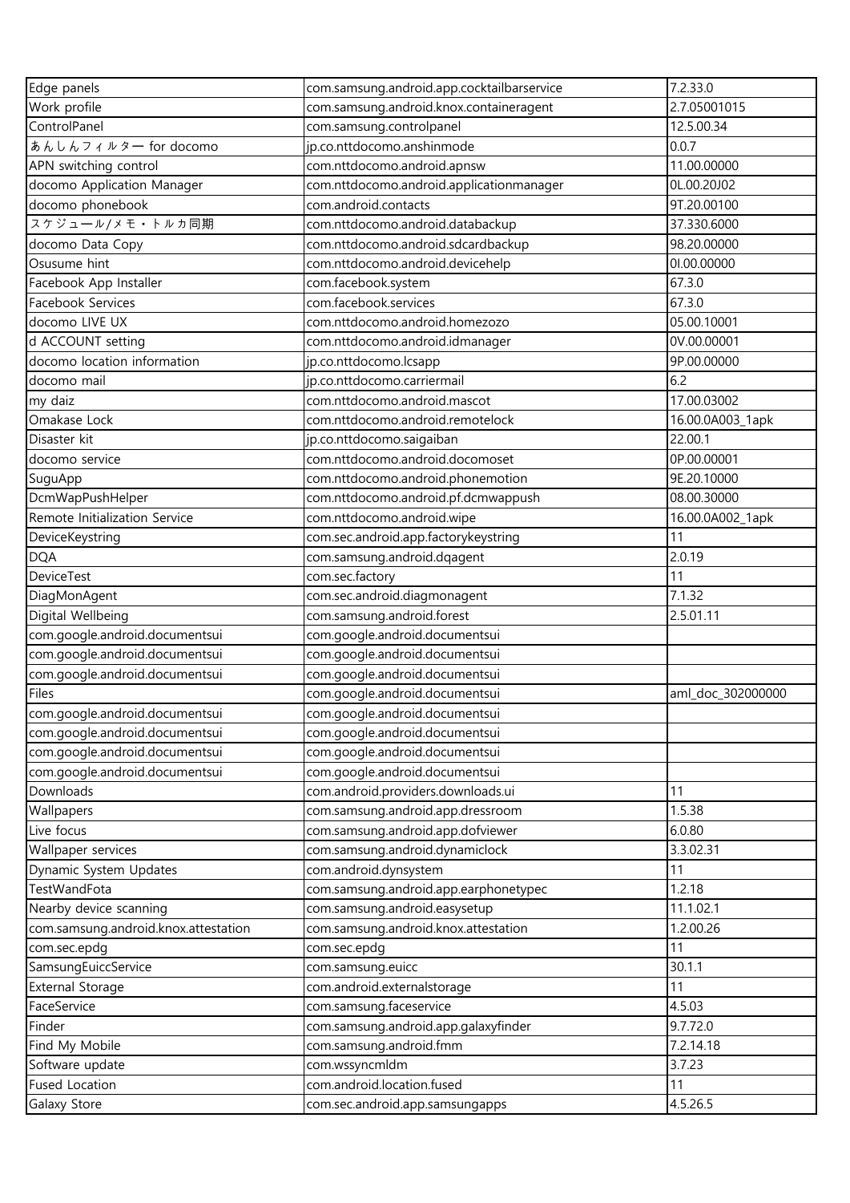| Edge panels | com.samsung.android.app.cocktailbarservice | 7.2.33.0 |
|---|---|---|
| Work profile | com.samsung.android.knox.containeragent | 2.7.05001015 |
| ControlPanel | com.samsung.controlpanel | 12.5.00.34 |
| あんしんフィルター for docomo | jp.co.nttdocomo.anshinmode | 0.0.7 |
| APN switching control | com.nttdocomo.android.apnsw | 11.00.00000 |
| docomo Application Manager | com.nttdocomo.android.applicationmanager | 0L.00.20J02 |
| docomo phonebook | com.android.contacts | 9T.20.00100 |
| スケジュール/メモ・トルカ同期 | com.nttdocomo.android.databackup | 37.330.6000 |
| docomo Data Copy | com.nttdocomo.android.sdcardbackup | 98.20.00000 |
| Osusume hint | com.nttdocomo.android.devicehelp | 0I.00.00000 |
| Facebook App Installer | com.facebook.system | 67.3.0 |
| Facebook Services | com.facebook.services | 67.3.0 |
| docomo LIVE UX | com.nttdocomo.android.homezozo | 05.00.10001 |
| d ACCOUNT setting | com.nttdocomo.android.idmanager | 0V.00.00001 |
| docomo location information | jp.co.nttdocomo.lcsapp | 9P.00.00000 |
| docomo mail | jp.co.nttdocomo.carriermail | 6.2 |
| my daiz | com.nttdocomo.android.mascot | 17.00.03002 |
| Omakase Lock | com.nttdocomo.android.remotelock | 16.00.0A003_1apk |
| Disaster kit | jp.co.nttdocomo.saigaiban | 22.00.1 |
| docomo service | com.nttdocomo.android.docomoset | 0P.00.00001 |
| SuguApp | com.nttdocomo.android.phonemotion | 9E.20.10000 |
| DcmWapPushHelper | com.nttdocomo.android.pf.dcmwappush | 08.00.30000 |
| Remote Initialization Service | com.nttdocomo.android.wipe | 16.00.0A002_1apk |
| DeviceKeystring | com.sec.android.app.factorykeystring | 11 |
| DQA | com.samsung.android.dqagent | 2.0.19 |
| DeviceTest | com.sec.factory | 11 |
| DiagMonAgent | com.sec.android.diagmonagent | 7.1.32 |
| Digital Wellbeing | com.samsung.android.forest | 2.5.01.11 |
| com.google.android.documentsui | com.google.android.documentsui | |
| com.google.android.documentsui | com.google.android.documentsui | |
| com.google.android.documentsui | com.google.android.documentsui | |
| Files | com.google.android.documentsui | aml_doc_302000000 |
| com.google.android.documentsui | com.google.android.documentsui | |
| com.google.android.documentsui | com.google.android.documentsui | |
| com.google.android.documentsui | com.google.android.documentsui | |
| com.google.android.documentsui | com.google.android.documentsui | |
| Downloads | com.android.providers.downloads.ui | 11 |
| Wallpapers | com.samsung.android.app.dressroom | 1.5.38 |
| Live focus | com.samsung.android.app.dofviewer | 6.0.80 |
| Wallpaper services | com.samsung.android.dynamiclock | 3.3.02.31 |
| Dynamic System Updates | com.android.dynsystem | 11 |
| TestWandFota | com.samsung.android.app.earphonetypec | 1.2.18 |
| Nearby device scanning | com.samsung.android.easysetup | 11.1.02.1 |
| com.samsung.android.knox.attestation | com.samsung.android.knox.attestation | 1.2.00.26 |
| com.sec.epdg | com.sec.epdg | 11 |
| SamsungEuiccService | com.samsung.euicc | 30.1.1 |
| External Storage | com.android.externalstorage | 11 |
| FaceService | com.samsung.faceservice | 4.5.03 |
| Finder | com.samsung.android.app.galaxyfinder | 9.7.72.0 |
| Find My Mobile | com.samsung.android.fmm | 7.2.14.18 |
| Software update | com.wssyncmldm | 3.7.23 |
| Fused Location | com.android.location.fused | 11 |
| Galaxy Store | com.sec.android.app.samsungapps | 4.5.26.5 |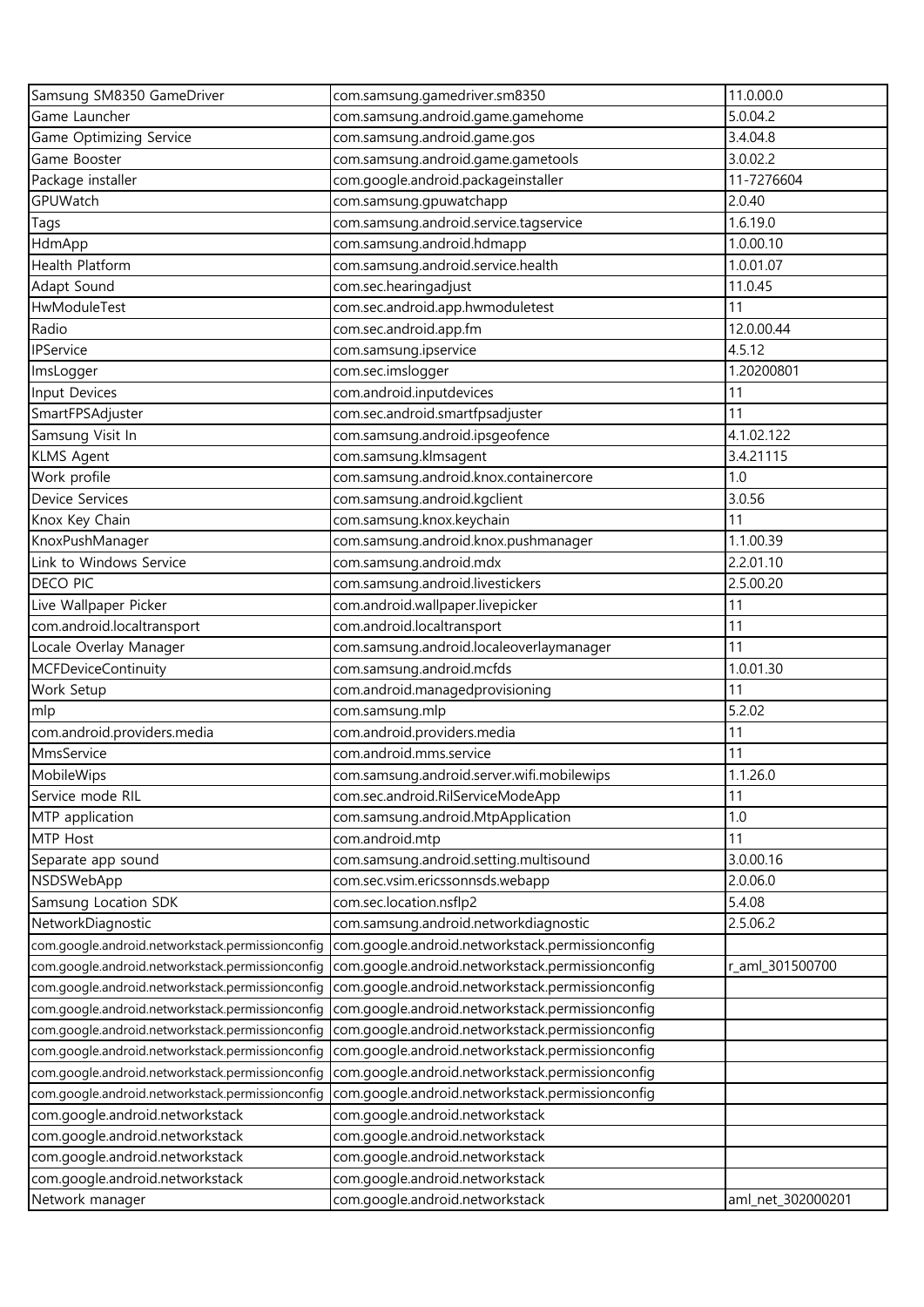| Samsung SM8350 GameDriver | com.samsung.gamedriver.sm8350 | 11.0.00.0 |
|---|---|---|
| Game Launcher | com.samsung.android.game.gamehome | 5.0.04.2 |
| Game Optimizing Service | com.samsung.android.game.gos | 3.4.04.8 |
| Game Booster | com.samsung.android.game.gametools | 3.0.02.2 |
| Package installer | com.google.android.packageinstaller | 11-7276604 |
| GPUWatch | com.samsung.gpuwatchapp | 2.0.40 |
| Tags | com.samsung.android.service.tagservice | 1.6.19.0 |
| HdmApp | com.samsung.android.hdmapp | 1.0.00.10 |
| Health Platform | com.samsung.android.service.health | 1.0.01.07 |
| Adapt Sound | com.sec.hearingadjust | 11.0.45 |
| HwModuleTest | com.sec.android.app.hwmoduletest | 11 |
| Radio | com.sec.android.app.fm | 12.0.00.44 |
| IPService | com.samsung.ipservice | 4.5.12 |
| ImsLogger | com.sec.imslogger | 1.20200801 |
| Input Devices | com.android.inputdevices | 11 |
| SmartFPSAdjuster | com.sec.android.smartfpsadjuster | 11 |
| Samsung Visit In | com.samsung.android.ipsgeofence | 4.1.02.122 |
| KLMS Agent | com.samsung.klmsagent | 3.4.21115 |
| Work profile | com.samsung.android.knox.containercore | 1.0 |
| Device Services | com.samsung.android.kgclient | 3.0.56 |
| Knox Key Chain | com.samsung.knox.keychain | 11 |
| KnoxPushManager | com.samsung.android.knox.pushmanager | 1.1.00.39 |
| Link to Windows Service | com.samsung.android.mdx | 2.2.01.10 |
| DECO PIC | com.samsung.android.livestickers | 2.5.00.20 |
| Live Wallpaper Picker | com.android.wallpaper.livepicker | 11 |
| com.android.localtransport | com.android.localtransport | 11 |
| Locale Overlay Manager | com.samsung.android.localeoverlaymanager | 11 |
| MCFDeviceContinuity | com.samsung.android.mcfds | 1.0.01.30 |
| Work Setup | com.android.managedprovisioning | 11 |
| mlp | com.samsung.mlp | 5.2.02 |
| com.android.providers.media | com.android.providers.media | 11 |
| MmsService | com.android.mms.service | 11 |
| MobileWips | com.samsung.android.server.wifi.mobilewips | 1.1.26.0 |
| Service mode RIL | com.sec.android.RilServiceModeApp | 11 |
| MTP application | com.samsung.android.MtpApplication | 1.0 |
| MTP Host | com.android.mtp | 11 |
| Separate app sound | com.samsung.android.setting.multisound | 3.0.00.16 |
| NSDSWebApp | com.sec.vsim.ericssonnsds.webapp | 2.0.06.0 |
| Samsung Location SDK | com.sec.location.nsflp2 | 5.4.08 |
| NetworkDiagnostic | com.samsung.android.networkdiagnostic | 2.5.06.2 |
| com.google.android.networkstack.permissionconfig | com.google.android.networkstack.permissionconfig | |
| com.google.android.networkstack.permissionconfig | com.google.android.networkstack.permissionconfig | r_aml_301500700 |
| com.google.android.networkstack.permissionconfig | com.google.android.networkstack.permissionconfig | |
| com.google.android.networkstack.permissionconfig | com.google.android.networkstack.permissionconfig | |
| com.google.android.networkstack.permissionconfig | com.google.android.networkstack.permissionconfig | |
| com.google.android.networkstack.permissionconfig | com.google.android.networkstack.permissionconfig | |
| com.google.android.networkstack.permissionconfig | com.google.android.networkstack.permissionconfig | |
| com.google.android.networkstack.permissionconfig | com.google.android.networkstack.permissionconfig | |
| com.google.android.networkstack | com.google.android.networkstack | |
| com.google.android.networkstack | com.google.android.networkstack | |
| com.google.android.networkstack | com.google.android.networkstack | |
| com.google.android.networkstack | com.google.android.networkstack | |
| Network manager | com.google.android.networkstack | aml_net_302000201 |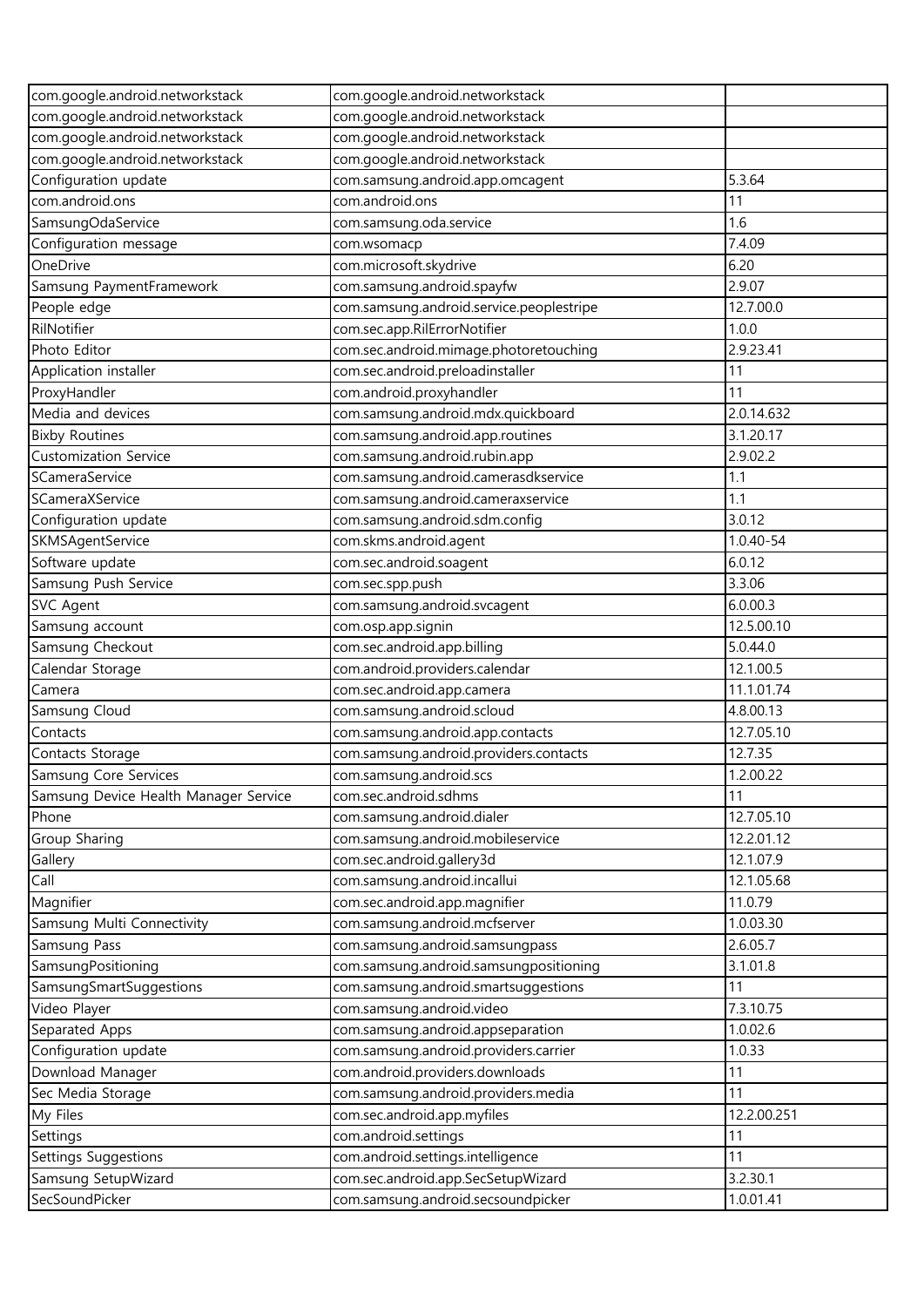| com.google.android.networkstack | com.google.android.networkstack | |
|---|---|---|
| com.google.android.networkstack | com.google.android.networkstack | |
| com.google.android.networkstack | com.google.android.networkstack | |
| com.google.android.networkstack | com.google.android.networkstack | |
| Configuration update | com.samsung.android.app.omcagent | 5.3.64 |
| com.android.ons | com.android.ons | 11 |
| SamsungOdaService | com.samsung.oda.service | 1.6 |
| Configuration message | com.wsomacp | 7.4.09 |
| OneDrive | com.microsoft.skydrive | 6.20 |
| Samsung PaymentFramework | com.samsung.android.spayfw | 2.9.07 |
| People edge | com.samsung.android.service.peoplestripe | 12.7.00.0 |
| RilNotifier | com.sec.app.RilErrorNotifier | 1.0.0 |
| Photo Editor | com.sec.android.mimage.photoretouching | 2.9.23.41 |
| Application installer | com.sec.android.preloadinstaller | 11 |
| ProxyHandler | com.android.proxyhandler | 11 |
| Media and devices | com.samsung.android.mdx.quickboard | 2.0.14.632 |
| Bixby Routines | com.samsung.android.app.routines | 3.1.20.17 |
| Customization Service | com.samsung.android.rubin.app | 2.9.02.2 |
| SCameraService | com.samsung.android.camerasdkservice | 1.1 |
| SCameraXService | com.samsung.android.cameraxservice | 1.1 |
| Configuration update | com.samsung.android.sdm.config | 3.0.12 |
| SKMSAgentService | com.skms.android.agent | 1.0.40-54 |
| Software update | com.sec.android.soagent | 6.0.12 |
| Samsung Push Service | com.sec.spp.push | 3.3.06 |
| SVC Agent | com.samsung.android.svcagent | 6.0.00.3 |
| Samsung account | com.osp.app.signin | 12.5.00.10 |
| Samsung Checkout | com.sec.android.app.billing | 5.0.44.0 |
| Calendar Storage | com.android.providers.calendar | 12.1.00.5 |
| Camera | com.sec.android.app.camera | 11.1.01.74 |
| Samsung Cloud | com.samsung.android.scloud | 4.8.00.13 |
| Contacts | com.samsung.android.app.contacts | 12.7.05.10 |
| Contacts Storage | com.samsung.android.providers.contacts | 12.7.35 |
| Samsung Core Services | com.samsung.android.scs | 1.2.00.22 |
| Samsung Device Health Manager Service | com.sec.android.sdhms | 11 |
| Phone | com.samsung.android.dialer | 12.7.05.10 |
| Group Sharing | com.samsung.android.mobileservice | 12.2.01.12 |
| Gallery | com.sec.android.gallery3d | 12.1.07.9 |
| Call | com.samsung.android.incallui | 12.1.05.68 |
| Magnifier | com.sec.android.app.magnifier | 11.0.79 |
| Samsung Multi Connectivity | com.samsung.android.mcfserver | 1.0.03.30 |
| Samsung Pass | com.samsung.android.samsungpass | 2.6.05.7 |
| SamsungPositioning | com.samsung.android.samsungpositioning | 3.1.01.8 |
| SamsungSmartSuggestions | com.samsung.android.smartsuggestions | 11 |
| Video Player | com.samsung.android.video | 7.3.10.75 |
| Separated Apps | com.samsung.android.appseparation | 1.0.02.6 |
| Configuration update | com.samsung.android.providers.carrier | 1.0.33 |
| Download Manager | com.android.providers.downloads | 11 |
| Sec Media Storage | com.samsung.android.providers.media | 11 |
| My Files | com.sec.android.app.myfiles | 12.2.00.251 |
| Settings | com.android.settings | 11 |
| Settings Suggestions | com.android.settings.intelligence | 11 |
| Samsung SetupWizard | com.sec.android.app.SecSetupWizard | 3.2.30.1 |
| SecSoundPicker | com.samsung.android.secsoundpicker | 1.0.01.41 |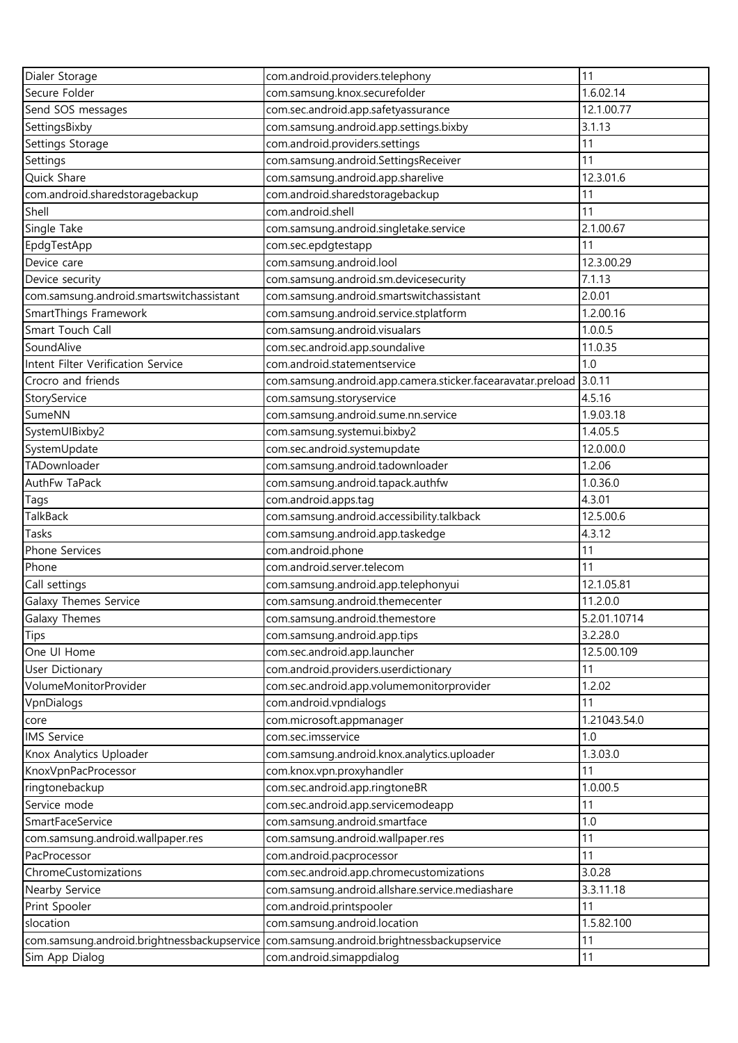| Dialer Storage | com.android.providers.telephony | 11 |
|---|---|---|
| Secure Folder | com.samsung.knox.securefolder | 1.6.02.14 |
| Send SOS messages | com.sec.android.app.safetyassurance | 12.1.00.77 |
| SettingsBixby | com.samsung.android.app.settings.bixby | 3.1.13 |
| Settings Storage | com.android.providers.settings | 11 |
| Settings | com.samsung.android.SettingsReceiver | 11 |
| Quick Share | com.samsung.android.app.sharelive | 12.3.01.6 |
| com.android.sharedstoragebackup | com.android.sharedstoragebackup | 11 |
| Shell | com.android.shell | 11 |
| Single Take | com.samsung.android.singletake.service | 2.1.00.67 |
| EpdgTestApp | com.sec.epdgtestapp | 11 |
| Device care | com.samsung.android.lool | 12.3.00.29 |
| Device security | com.samsung.android.sm.devicesecurity | 7.1.13 |
| com.samsung.android.smartswitchassistant | com.samsung.android.smartswitchassistant | 2.0.01 |
| SmartThings Framework | com.samsung.android.service.stplatform | 1.2.00.16 |
| Smart Touch Call | com.samsung.android.visualars | 1.0.0.5 |
| SoundAlive | com.sec.android.app.soundalive | 11.0.35 |
| Intent Filter Verification Service | com.android.statementservice | 1.0 |
| Crocro and friends | com.samsung.android.app.camera.sticker.facearavatar.preload | 3.0.11 |
| StoryService | com.samsung.storyservice | 4.5.16 |
| SumeNN | com.samsung.android.sume.nn.service | 1.9.03.18 |
| SystemUIBixby2 | com.samsung.systemui.bixby2 | 1.4.05.5 |
| SystemUpdate | com.sec.android.systemupdate | 12.0.00.0 |
| TADownloader | com.samsung.android.tadownloader | 1.2.06 |
| AuthFw TaPack | com.samsung.android.tapack.authfw | 1.0.36.0 |
| Tags | com.android.apps.tag | 4.3.01 |
| TalkBack | com.samsung.android.accessibility.talkback | 12.5.00.6 |
| Tasks | com.samsung.android.app.taskedge | 4.3.12 |
| Phone Services | com.android.phone | 11 |
| Phone | com.android.server.telecom | 11 |
| Call settings | com.samsung.android.app.telephonyui | 12.1.05.81 |
| Galaxy Themes Service | com.samsung.android.themecenter | 11.2.0.0 |
| Galaxy Themes | com.samsung.android.themestore | 5.2.01.10714 |
| Tips | com.samsung.android.app.tips | 3.2.28.0 |
| One UI Home | com.sec.android.app.launcher | 12.5.00.109 |
| User Dictionary | com.android.providers.userdictionary | 11 |
| VolumeMonitorProvider | com.sec.android.app.volumemonitorprovider | 1.2.02 |
| VpnDialogs | com.android.vpndialogs | 11 |
| core | com.microsoft.appmanager | 1.21043.54.0 |
| IMS Service | com.sec.imsservice | 1.0 |
| Knox Analytics Uploader | com.samsung.android.knox.analytics.uploader | 1.3.03.0 |
| KnoxVpnPacProcessor | com.knox.vpn.proxyhandler | 11 |
| ringtonebackup | com.sec.android.app.ringtoneBR | 1.0.00.5 |
| Service mode | com.sec.android.app.servicemodeapp | 11 |
| SmartFaceService | com.samsung.android.smartface | 1.0 |
| com.samsung.android.wallpaper.res | com.samsung.android.wallpaper.res | 11 |
| PacProcessor | com.android.pacprocessor | 11 |
| ChromeCustomizations | com.sec.android.app.chromecustomizations | 3.0.28 |
| Nearby Service | com.samsung.android.allshare.service.mediashare | 3.3.11.18 |
| Print Spooler | com.android.printspooler | 11 |
| slocation | com.samsung.android.location | 1.5.82.100 |
| com.samsung.android.brightnessbackupservice | com.samsung.android.brightnessbackupservice | 11 |
| Sim App Dialog | com.android.simappdialog | 11 |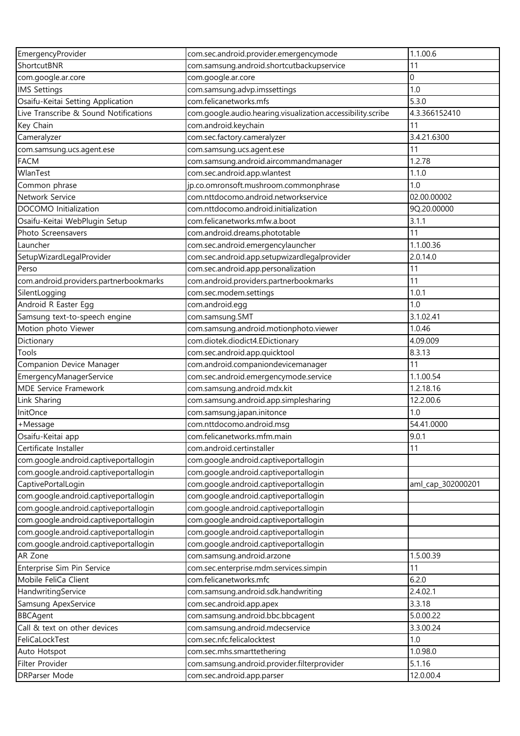| EmergencyProvider | com.sec.android.provider.emergencymode | 1.1.00.6 |
|---|---|---|
| ShortcutBNR | com.samsung.android.shortcutbackupservice | 11 |
| com.google.ar.core | com.google.ar.core | 0 |
| IMS Settings | com.samsung.advp.imssettings | 1.0 |
| Osaifu-Keitai Setting Application | com.felicanetworks.mfs | 5.3.0 |
| Live Transcribe & Sound Notifications | com.google.audio.hearing.visualization.accessibility.scribe | 4.3.366152410 |
| Key Chain | com.android.keychain | 11 |
| Cameralyzer | com.sec.factory.cameralyzer | 3.4.21.6300 |
| com.samsung.ucs.agent.ese | com.samsung.ucs.agent.ese | 11 |
| FACM | com.samsung.android.aircommandmanager | 1.2.78 |
| WlanTest | com.sec.android.app.wlantest | 1.1.0 |
| Common phrase | jp.co.omronsoft.mushroom.commonphrase | 1.0 |
| Network Service | com.nttdocomo.android.networkservice | 02.00.00002 |
| DOCOMO Initialization | com.nttdocomo.android.initialization | 9Q.20.00000 |
| Osaifu-Keitai WebPlugin Setup | com.felicanetworks.mfw.a.boot | 3.1.1 |
| Photo Screensavers | com.android.dreams.phototable | 11 |
| Launcher | com.sec.android.emergencylauncher | 1.1.00.36 |
| SetupWizardLegalProvider | com.sec.android.app.setupwizardlegalprovider | 2.0.14.0 |
| Perso | com.sec.android.app.personalization | 11 |
| com.android.providers.partnerbookmarks | com.android.providers.partnerbookmarks | 11 |
| SilentLogging | com.sec.modem.settings | 1.0.1 |
| Android R Easter Egg | com.android.egg | 1.0 |
| Samsung text-to-speech engine | com.samsung.SMT | 3.1.02.41 |
| Motion photo Viewer | com.samsung.android.motionphoto.viewer | 1.0.46 |
| Dictionary | com.diotek.diodict4.EDictionary | 4.09.009 |
| Tools | com.sec.android.app.quicktool | 8.3.13 |
| Companion Device Manager | com.android.companiondevicemanager | 11 |
| EmergencyManagerService | com.sec.android.emergencymode.service | 1.1.00.54 |
| MDE Service Framework | com.samsung.android.mdx.kit | 1.2.18.16 |
| Link Sharing | com.samsung.android.app.simplesharing | 12.2.00.6 |
| InitOnce | com.samsung.japan.initonce | 1.0 |
| +Message | com.nttdocomo.android.msg | 54.41.0000 |
| Osaifu-Keitai app | com.felicanetworks.mfm.main | 9.0.1 |
| Certificate Installer | com.android.certinstaller | 11 |
| com.google.android.captiveportallogin | com.google.android.captiveportallogin | |
| com.google.android.captiveportallogin | com.google.android.captiveportallogin | |
| CaptivePortalLogin | com.google.android.captiveportallogin | aml_cap_302000201 |
| com.google.android.captiveportallogin | com.google.android.captiveportallogin | |
| com.google.android.captiveportallogin | com.google.android.captiveportallogin | |
| com.google.android.captiveportallogin | com.google.android.captiveportallogin | |
| com.google.android.captiveportallogin | com.google.android.captiveportallogin | |
| com.google.android.captiveportallogin | com.google.android.captiveportallogin | |
| AR Zone | com.samsung.android.arzone | 1.5.00.39 |
| Enterprise Sim Pin Service | com.sec.enterprise.mdm.services.simpin | 11 |
| Mobile FeliCa Client | com.felicanetworks.mfc | 6.2.0 |
| HandwritingService | com.samsung.android.sdk.handwriting | 2.4.02.1 |
| Samsung ApexService | com.sec.android.app.apex | 3.3.18 |
| BBCAgent | com.samsung.android.bbc.bbcagent | 5.0.00.22 |
| Call & text on other devices | com.samsung.android.mdecservice | 3.3.00.24 |
| FeliCaLockTest | com.sec.nfc.felicalocktest | 1.0 |
| Auto Hotspot | com.sec.mhs.smarttethering | 1.0.98.0 |
| Filter Provider | com.samsung.android.provider.filterprovider | 5.1.16 |
| DRParser Mode | com.sec.android.app.parser | 12.0.00.4 |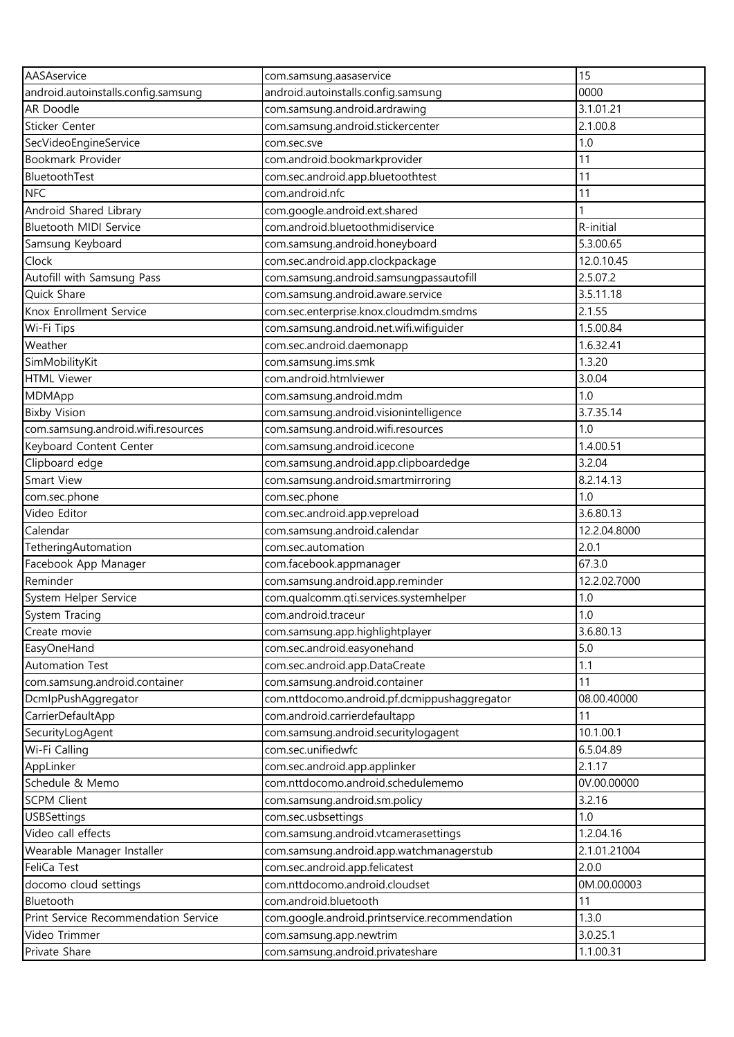| AASAservice | com.samsung.aasaservice | 15 |
|---|---|---|
| android.autoinstalls.config.samsung | android.autoinstalls.config.samsung | 0000 |
| AR Doodle | com.samsung.android.ardrawing | 3.1.01.21 |
| Sticker Center | com.samsung.android.stickercenter | 2.1.00.8 |
| SecVideoEngineService | com.sec.sve | 1.0 |
| Bookmark Provider | com.android.bookmarkprovider | 11 |
| BluetoothTest | com.sec.android.app.bluetoothtest | 11 |
| NFC | com.android.nfc | 11 |
| Android Shared Library | com.google.android.ext.shared | 1 |
| Bluetooth MIDI Service | com.android.bluetoothmidiservice | R-initial |
| Samsung Keyboard | com.samsung.android.honeyboard | 5.3.00.65 |
| Clock | com.sec.android.app.clockpackage | 12.0.10.45 |
| Autofill with Samsung Pass | com.samsung.android.samsungpassautofill | 2.5.07.2 |
| Quick Share | com.samsung.android.aware.service | 3.5.11.18 |
| Knox Enrollment Service | com.sec.enterprise.knox.cloudmdm.smdms | 2.1.55 |
| Wi-Fi Tips | com.samsung.android.net.wifi.wifiguider | 1.5.00.84 |
| Weather | com.sec.android.daemonapp | 1.6.32.41 |
| SimMobilityKit | com.samsung.ims.smk | 1.3.20 |
| HTML Viewer | com.android.htmlviewer | 3.0.04 |
| MDMApp | com.samsung.android.mdm | 1.0 |
| Bixby Vision | com.samsung.android.visionintelligence | 3.7.35.14 |
| com.samsung.android.wifi.resources | com.samsung.android.wifi.resources | 1.0 |
| Keyboard Content Center | com.samsung.android.icecone | 1.4.00.51 |
| Clipboard edge | com.samsung.android.app.clipboardedge | 3.2.04 |
| Smart View | com.samsung.android.smartmirroring | 8.2.14.13 |
| com.sec.phone | com.sec.phone | 1.0 |
| Video Editor | com.sec.android.app.vepreload | 3.6.80.13 |
| Calendar | com.samsung.android.calendar | 12.2.04.8000 |
| TetheringAutomation | com.sec.automation | 2.0.1 |
| Facebook App Manager | com.facebook.appmanager | 67.3.0 |
| Reminder | com.samsung.android.app.reminder | 12.2.02.7000 |
| System Helper Service | com.qualcomm.qti.services.systemhelper | 1.0 |
| System Tracing | com.android.traceur | 1.0 |
| Create movie | com.samsung.app.highlightplayer | 3.6.80.13 |
| EasyOneHand | com.sec.android.easyonehand | 5.0 |
| Automation Test | com.sec.android.app.DataCreate | 1.1 |
| com.samsung.android.container | com.samsung.android.container | 11 |
| DcmIpPushAggregator | com.nttdocomo.android.pf.dcmippushaggregator | 08.00.40000 |
| CarrierDefaultApp | com.android.carrierdefaultapp | 11 |
| SecurityLogAgent | com.samsung.android.securitylogagent | 10.1.00.1 |
| Wi-Fi Calling | com.sec.unifiedwfc | 6.5.04.89 |
| AppLinker | com.sec.android.app.applinker | 2.1.17 |
| Schedule & Memo | com.nttdocomo.android.schedulememo | 0V.00.00000 |
| SCPM Client | com.samsung.android.sm.policy | 3.2.16 |
| USBSettings | com.sec.usbsettings | 1.0 |
| Video call effects | com.samsung.android.vtcamerasettings | 1.2.04.16 |
| Wearable Manager Installer | com.samsung.android.app.watchmanagerstub | 2.1.01.21004 |
| FeliCa Test | com.sec.android.app.felicatest | 2.0.0 |
| docomo cloud settings | com.nttdocomo.android.cloudset | 0M.00.00003 |
| Bluetooth | com.android.bluetooth | 11 |
| Print Service Recommendation Service | com.google.android.printservice.recommendation | 1.3.0 |
| Video Trimmer | com.samsung.app.newtrim | 3.0.25.1 |
| Private Share | com.samsung.android.privateshare | 1.1.00.31 |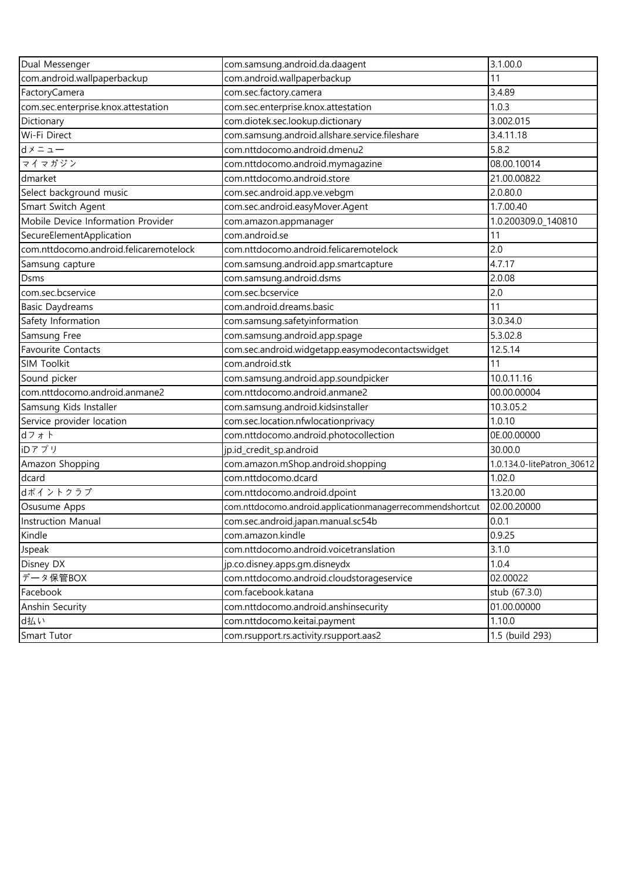| | | |
|---|---|---|
| Dual Messenger | com.samsung.android.da.daagent | 3.1.00.0 |
| com.android.wallpaperbackup | com.android.wallpaperbackup | 11 |
| FactoryCamera | com.sec.factory.camera | 3.4.89 |
| com.sec.enterprise.knox.attestation | com.sec.enterprise.knox.attestation | 1.0.3 |
| Dictionary | com.diotek.sec.lookup.dictionary | 3.002.015 |
| Wi-Fi Direct | com.samsung.android.allshare.service.fileshare | 3.4.11.18 |
| dメニュー | com.nttdocomo.android.dmenu2 | 5.8.2 |
| マイマガジン | com.nttdocomo.android.mymagazine | 08.00.10014 |
| dmarket | com.nttdocomo.android.store | 21.00.00822 |
| Select background music | com.sec.android.app.ve.vebgm | 2.0.80.0 |
| Smart Switch Agent | com.sec.android.easyMover.Agent | 1.7.00.40 |
| Mobile Device Information Provider | com.amazon.appmanager | 1.0.200309.0_140810 |
| SecureElementApplication | com.android.se | 11 |
| com.nttdocomo.android.felicaremotelock | com.nttdocomo.android.felicaremotelock | 2.0 |
| Samsung capture | com.samsung.android.app.smartcapture | 4.7.17 |
| Dsms | com.samsung.android.dsms | 2.0.08 |
| com.sec.bcservice | com.sec.bcservice | 2.0 |
| Basic Daydreams | com.android.dreams.basic | 11 |
| Safety Information | com.samsung.safetyinformation | 3.0.34.0 |
| Samsung Free | com.samsung.android.app.spage | 5.3.02.8 |
| Favourite Contacts | com.sec.android.widgetapp.easymodecontactswidget | 12.5.14 |
| SIM Toolkit | com.android.stk | 11 |
| Sound picker | com.samsung.android.app.soundpicker | 10.0.11.16 |
| com.nttdocomo.android.anmane2 | com.nttdocomo.android.anmane2 | 00.00.00004 |
| Samsung Kids Installer | com.samsung.android.kidsinstaller | 10.3.05.2 |
| Service provider location | com.sec.location.nfwlocationprivacy | 1.0.10 |
| dフォト | com.nttdocomo.android.photocollection | 0E.00.00000 |
| iDアプリ | jp.id_credit_sp.android | 30.00.0 |
| Amazon Shopping | com.amazon.mShop.android.shopping | 1.0.134.0-litePatron_30612 |
| dcard | com.nttdocomo.dcard | 1.02.0 |
| dポイントクラブ | com.nttdocomo.android.dpoint | 13.20.00 |
| Osusume Apps | com.nttdocomo.android.applicationmanagerrecommendshortcut | 02.00.20000 |
| Instruction Manual | com.sec.android.japan.manual.sc54b | 0.0.1 |
| Kindle | com.amazon.kindle | 0.9.25 |
| Jspeak | com.nttdocomo.android.voicetranslation | 3.1.0 |
| Disney DX | jp.co.disney.apps.gm.disneydx | 1.0.4 |
| データ保管BOX | com.nttdocomo.android.cloudstorageservice | 02.00022 |
| Facebook | com.facebook.katana | stub (67.3.0) |
| Anshin Security | com.nttdocomo.android.anshinsecurity | 01.00.00000 |
| d払い | com.nttdocomo.keitai.payment | 1.10.0 |
| Smart Tutor | com.rsupport.rs.activity.rsupport.aas2 | 1.5 (build 293) |